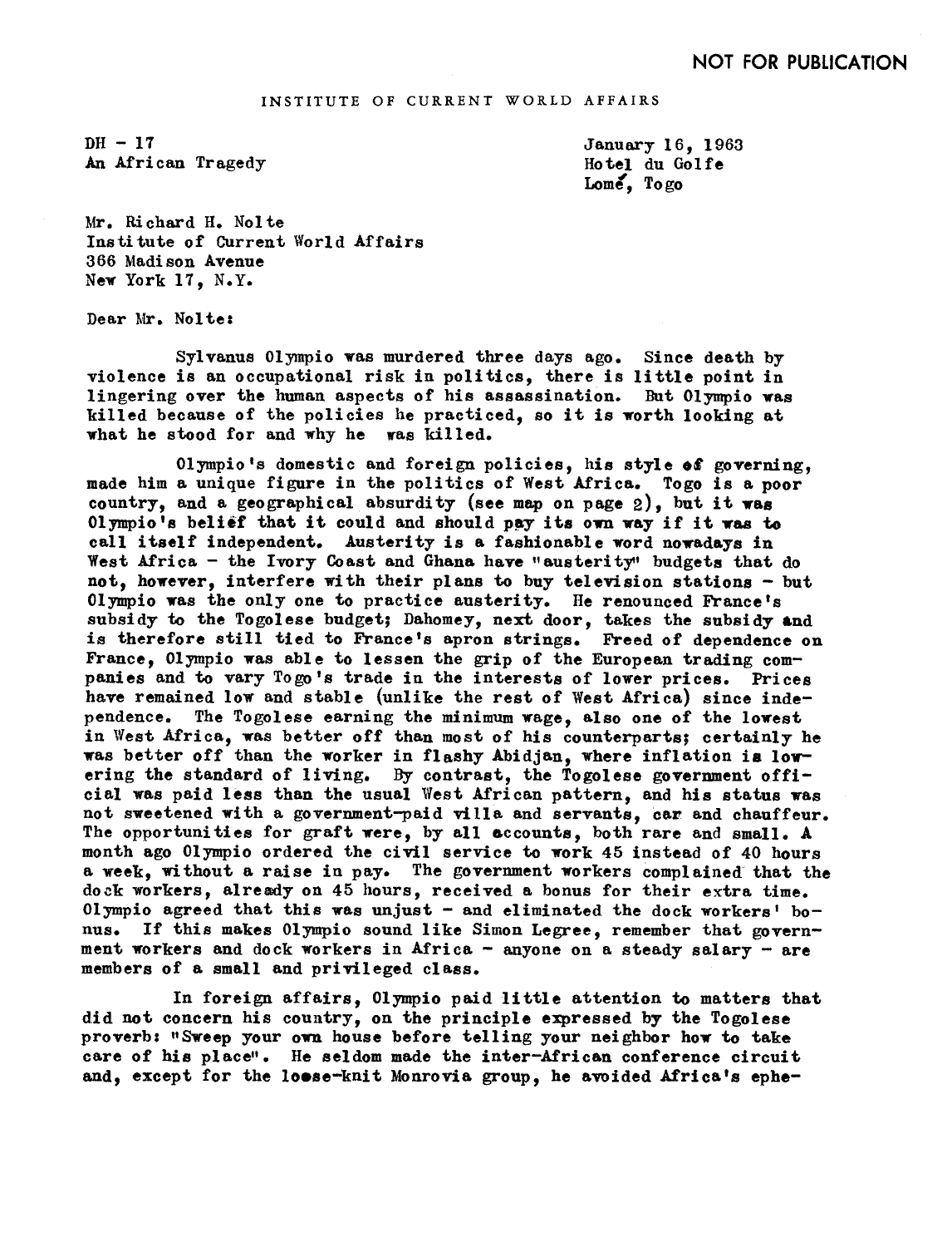NOT FOR PUBLICATION

INSTITUTE OF CURRENT WORLD AFFAIRS

DH - 17
An African Tragedy

January 16, 1963
Hotel du Golfe
Lomé, Togo

Mr. Richard H. Nolte
Institute of Current World Affairs
366 Madison Avenue
New York 17, N.Y.

Dear Mr. Nolte:

Sylvanus Olympio was murdered three days ago. Since death by violence is an occupational risk in politics, there is little point in lingering over the human aspects of his assassination. But Olympio was killed because of the policies he practiced, so it is worth looking at what he stood for and why he was killed.

Olympio's domestic and foreign policies, his style of governing, made him a unique figure in the politics of West Africa. Togo is a poor country, and a geographical absurdity (see map on page 2), but it was Olympio's belief that it could and should pay its own way if it was to call itself independent. Austerity is a fashionable word nowadays in West Africa - the Ivory Coast and Ghana have "austerity" budgets that do not, however, interfere with their plans to buy television stations - but Olympio was the only one to practice austerity. He renounced France's subsidy to the Togolese budget; Dahomey, next door, takes the subsidy and is therefore still tied to France's apron strings. Freed of dependence on France, Olympio was able to lessen the grip of the European trading companies and to vary Togo's trade in the interests of lower prices. Prices have remained low and stable (unlike the rest of West Africa) since independence. The Togolese earning the minimum wage, also one of the lowest in West Africa, was better off than most of his counterparts; certainly he was better off than the worker in flashy Abidjan, where inflation is lowering the standard of living. By contrast, the Togolese government official was paid less than the usual West African pattern, and his status was not sweetened with a government-paid villa and servants, car and chauffeur. The opportunities for graft were, by all accounts, both rare and small. A month ago Olympio ordered the civil service to work 45 instead of 40 hours a week, without a raise in pay. The government workers complained that the dock workers, already on 45 hours, received a bonus for their extra time. Olympio agreed that this was unjust - and eliminated the dock workers' bonus. If this makes Olympio sound like Simon Legree, remember that government workers and dock workers in Africa - anyone on a steady salary - are members of a small and privileged class.

In foreign affairs, Olympio paid little attention to matters that did not concern his country, on the principle expressed by the Togolese proverb: "Sweep your own house before telling your neighbor how to take care of his place". He seldom made the inter-African conference circuit and, except for the loose-knit Monrovia group, he avoided Africa's ephe-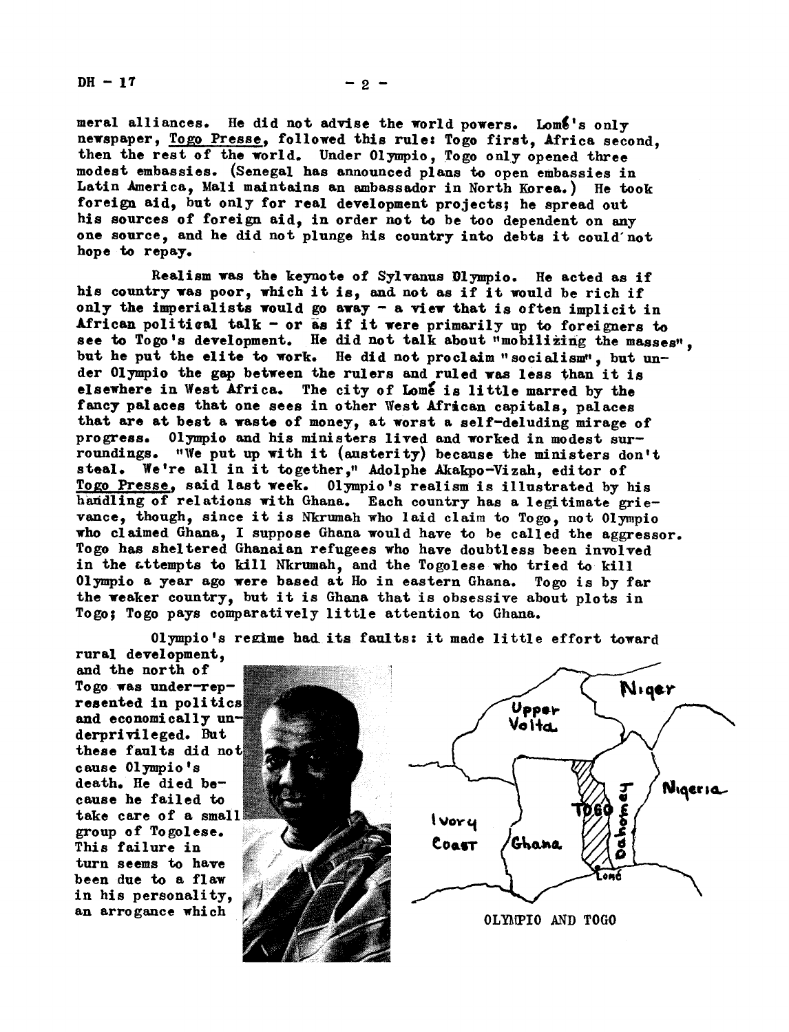meral alliances. He did not advise the world powers. Lomé's only newspaper, Togo Presse, followed this rule: Togo first, Africa second, then the rest of the world. Under Olympio, Togo only opened three modest embassies. (Senegal has announced plans to open embassies in Latin America, Mali maintains an ambassador in North Korea.) He took foreign aid, but only for real development projects; he spread out his sources of foreign aid, in order not to be too dependent on any one source, and he did not plunge his country into debts it could not hope to repay.

Realism was the keynote of Sylvanus Olympio. He acted as if his country was poor, which it is, and not as if it would be rich if only the imperialists would go away - a view that is often implicit in African political talk - or as if it were primarily up to foreigners to see to Togo's development. He did not talk about "mobilizing the masses", but he put the elite to work. He did not proclaim "socialism", but under Olympio the gap between the rulers and ruled was less than it is elsewhere in West Africa. The city of Lomé is little marred by the fancy palaces that one sees in other West African capitals, palaces that are at best a waste of money, at worst a self-deluding mirage of progress. Olympio and his ministers lived and worked in modest surroundings. "We put up with it (austerity) because the ministers don't steal. We're all in it together," Adolphe Akakpo-Vizah, editor of Togo Presse, said last week. Olympio's realism is illustrated by his handling of relations with Ghana. Each country has a legitimate grievance, though, since it is Nkrumah who laid claim to Togo, not Olympio who claimed Ghana, I suppose Ghana would have to be called the aggressor. Togo has sheltered Ghanaian refugees who have doubtless been involved in the attempts to kill Nkrumah, and the Togolese who tried to kill Olympio a year ago were based at Ho in eastern Ghana. Togo is by far the weaker country, but it is Ghana that is obsessive about plots in Togo; Togo pays comparatively little attention to Ghana.

Olympio's regime had its faults: it made little effort toward rural development, and the north of Togo was under-represented in politics and economically underprivileged. But these faults did not cause Olympio's death. He died because he failed to take care of a small group of Togolese. This failure in turn seems to have been due to a flaw in his personality, an arrogance which

OLYMPIO AND TOGO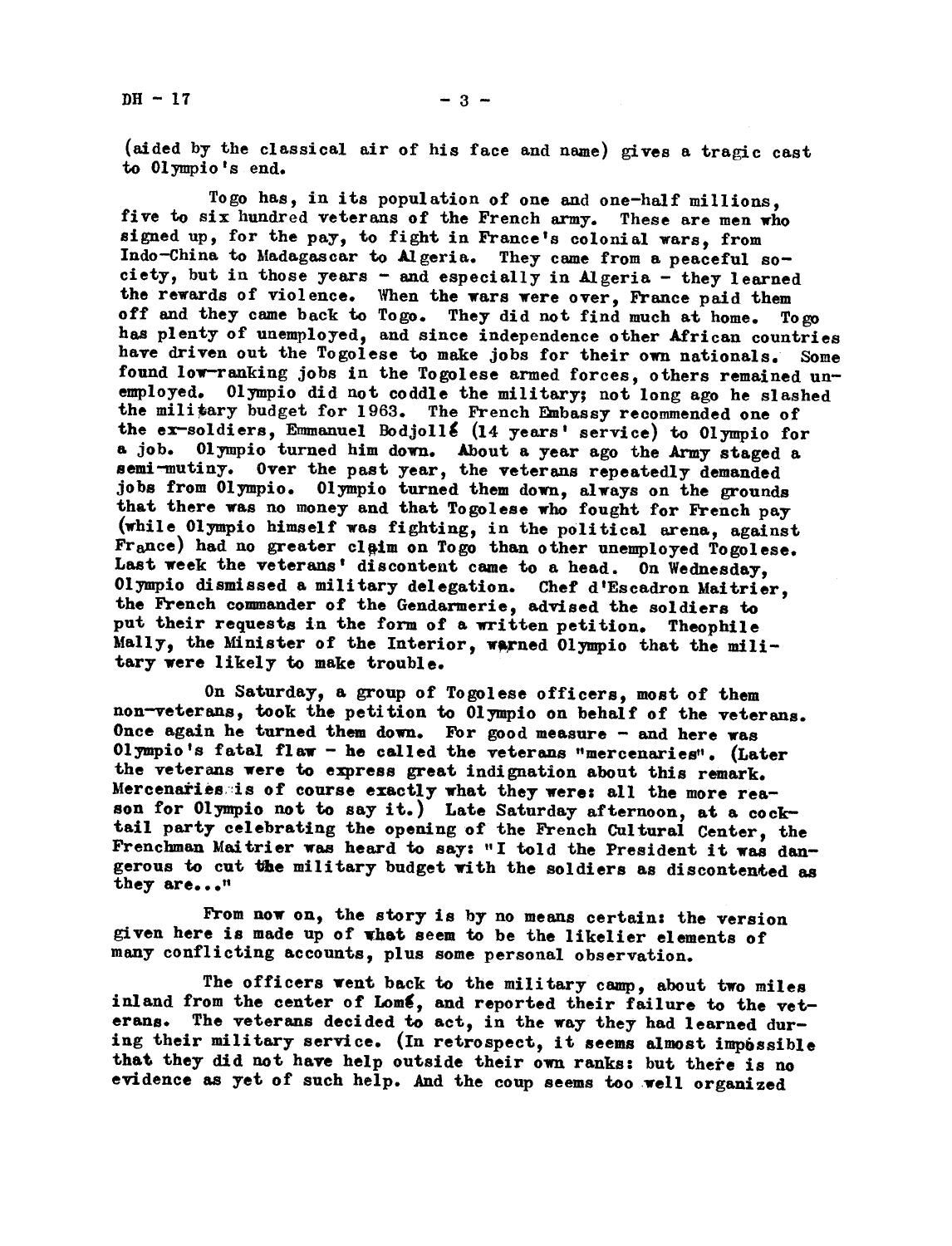(aided by the classical air of his face and name) gives a tragic cast to Olympio's end.

Togo has, in its population of one and one-half millions, five to six hundred veterans of the French army. These are men who signed up, for the pay, to fight in France's colonial wars, from Indo-China to Madagascar to Algeria. They came from a peaceful society, but in those years – and especially in Algeria – they learned the rewards of violence. When the wars were over, France paid them off and they came back to Togo. They did not find much at home. Togo has plenty of unemployed, and since independence other African countries have driven out the Togolese to make jobs for their own nationals. Some found low-ranking jobs in the Togolese armed forces, others remained unemployed. Olympio did not coddle the military; not long ago he slashed the military budget for 1963. The French Embassy recommended one of the ex-soldiers, Emmanuel Bodjollé (14 years' service) to Olympio for a job. Olympio turned him down. About a year ago the Army staged a semi-mutiny. Over the past year, the veterans repeatedly demanded jobs from Olympio. Olympio turned them down, always on the grounds that there was no money and that Togolese who fought for French pay (while Olympio himself was fighting, in the political arena, against France) had no greater claim on Togo than other unemployed Togolese. Last week the veterans' discontent came to a head. On Wednesday, Olympio dismissed a military delegation. Chef d'Escadron Maitrier, the French commander of the Gendarmerie, advised the soldiers to put their requests in the form of a written petition. Theophile Mally, the Minister of the Interior, warned Olympio that the military were likely to make trouble.

On Saturday, a group of Togolese officers, most of them non-veterans, took the petition to Olympio on behalf of the veterans. Once again he turned them down. For good measure – and here was Olympio's fatal flaw – he called the veterans "mercenaries". (Later the veterans were to express great indignation about this remark. Mercenaries is of course exactly what they were: all the more reason for Olympio not to say it.) Late Saturday afternoon, at a cocktail party celebrating the opening of the French Cultural Center, the Frenchman Maitrier was heard to say: "I told the President it was dangerous to cut the military budget with the soldiers as discontented as they are..."

From now on, the story is by no means certain: the version given here is made up of what seem to be the likelier elements of many conflicting accounts, plus some personal observation.

The officers went back to the military camp, about two miles inland from the center of Lomé, and reported their failure to the veterans. The veterans decided to act, in the way they had learned during their military service. (In retrospect, it seems almost impossible that they did not have help outside their own ranks: but there is no evidence as yet of such help. And the coup seems too well organized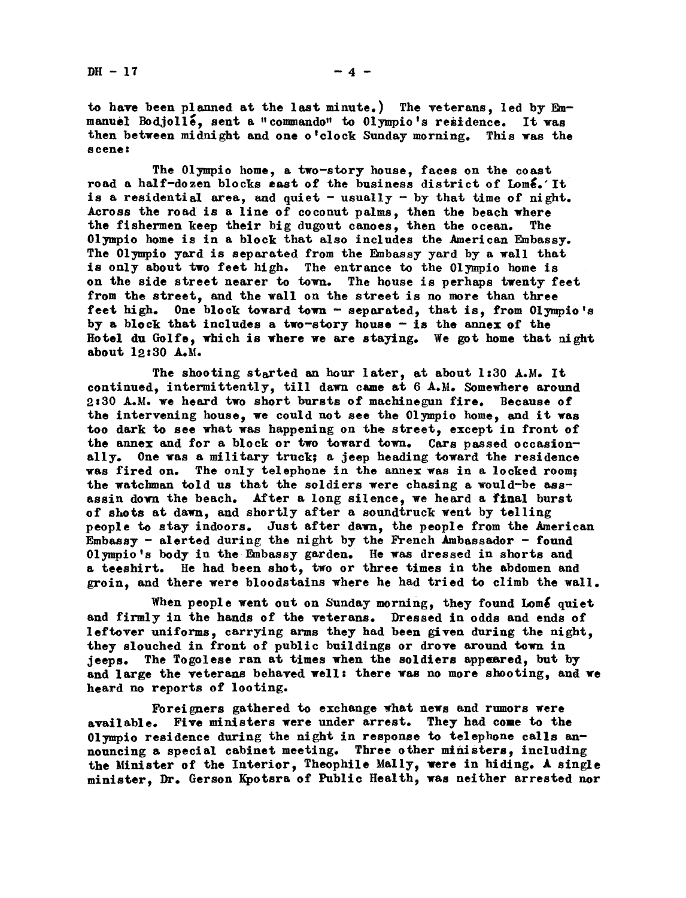to have been planned at the last minute.) The veterans, led by Emmanuel Bodjollé, sent a "commando" to Olympio's residence. It was then between midnight and one o'clock Sunday morning. This was the scene:

The Olympio home, a two-story house, faces on the coast road a half-dozen blocks east of the business district of Lomé. It is a residential area, and quiet - usually - by that time of night. Across the road is a line of coconut palms, then the beach where the fishermen keep their big dugout canoes, then the ocean. The Olympio home is in a block that also includes the American Embassy. The Olympio yard is separated from the Embassy yard by a wall that is only about two feet high. The entrance to the Olympio home is on the side street nearer to town. The house is perhaps twenty feet from the street, and the wall on the street is no more than three feet high. One block toward town - separated, that is, from Olympio's by a block that includes a two-story house - is the annex of the Hotel du Golfe, which is where we are staying. We got home that night about 12:30 A.M.

The shooting started an hour later, at about 1:30 A.M. It continued, intermittently, till dawn came at 6 A.M. Somewhere around 2:30 A.M. we heard two short bursts of machinegun fire. Because of the intervening house, we could not see the Olympio home, and it was too dark to see what was happening on the street, except in front of the annex and for a block or two toward town. Cars passed occasionally. One was a military truck; a jeep heading toward the residence was fired on. The only telephone in the annex was in a locked room; the watchman told us that the soldiers were chasing a would-be assassin down the beach. After a long silence, we heard a final burst of shots at dawn, and shortly after a soundtruck went by telling people to stay indoors. Just after dawn, the people from the American Embassy - alerted during the night by the French Ambassador - found Olympio's body in the Embassy garden. He was dressed in shorts and a teeshirt. He had been shot, two or three times in the abdomen and groin, and there were bloodstains where he had tried to climb the wall.

When people went out on Sunday morning, they found Lomé quiet and firmly in the hands of the veterans. Dressed in odds and ends of leftover uniforms, carrying arms they had been given during the night, they slouched in front of public buildings or drove around town in jeeps. The Togolese ran at times when the soldiers appeared, but by and large the veterans behaved well: there was no more shooting, and we heard no reports of looting.

Foreigners gathered to exchange what news and rumors were available. Five ministers were under arrest. They had come to the Olympio residence during the night in response to telephone calls announcing a special cabinet meeting. Three other ministers, including the Minister of the Interior, Theophile Mally, were in hiding. A single minister, Dr. Gerson Kpotsra of Public Health, was neither arrested nor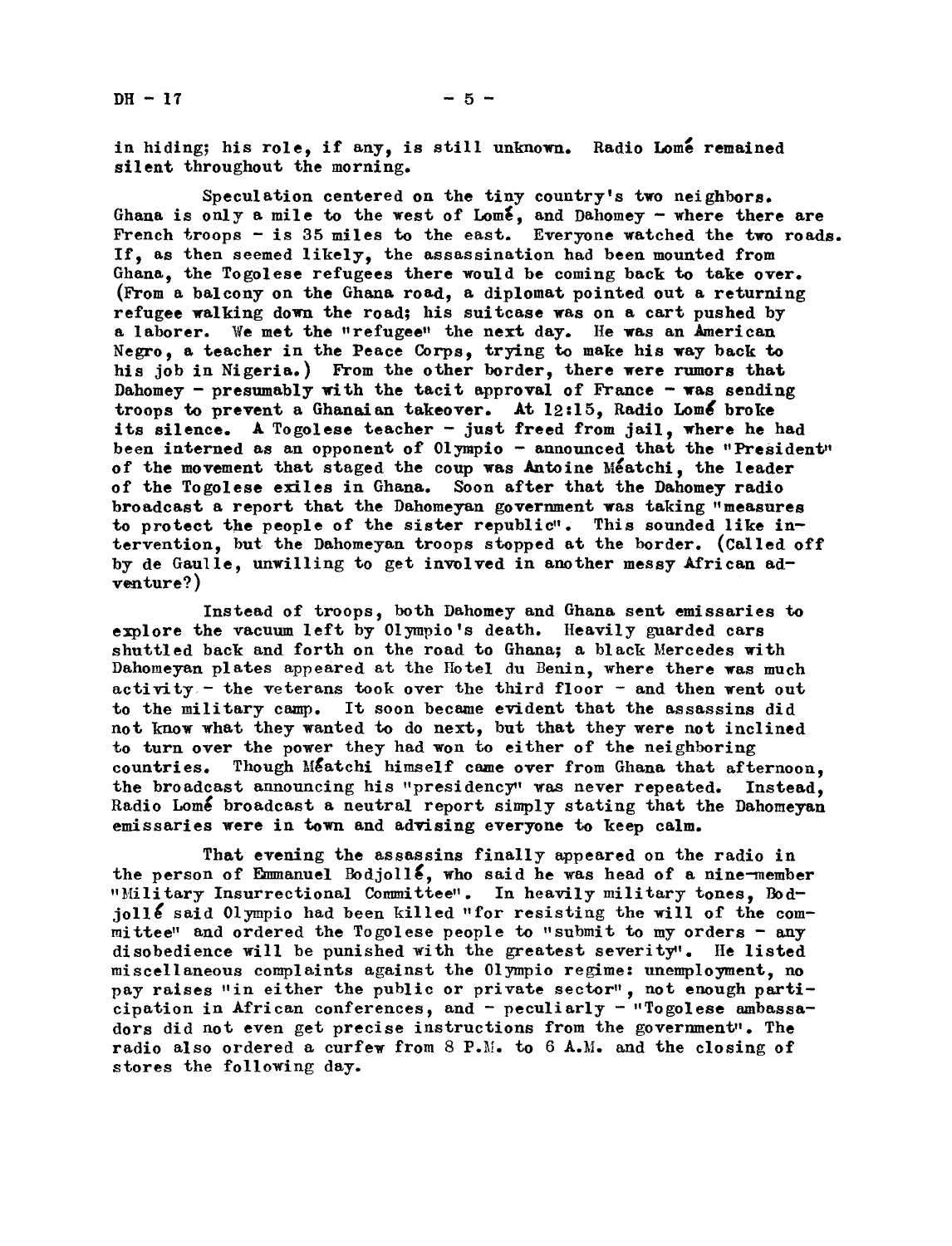in hiding; his role, if any, is still unknown. Radio Lomé remained silent throughout the morning.

Speculation centered on the tiny country's two neighbors. Ghana is only a mile to the west of Lomé, and Dahomey - where there are French troops - is 35 miles to the east. Everyone watched the two roads. If, as then seemed likely, the assassination had been mounted from Ghana, the Togolese refugees there would be coming back to take over. (From a balcony on the Ghana road, a diplomat pointed out a returning refugee walking down the road; his suitcase was on a cart pushed by a laborer. We met the "refugee" the next day. He was an American Negro, a teacher in the Peace Corps, trying to make his way back to his job in Nigeria.) From the other border, there were rumors that Dahomey - presumably with the tacit approval of France - was sending troops to prevent a Ghanaian takeover. At 12:15, Radio Lomé broke its silence. A Togolese teacher - just freed from jail, where he had been interned as an opponent of Olympio - announced that the "President" of the movement that staged the coup was Antoine Méatchi, the leader of the Togolese exiles in Ghana. Soon after that the Dahomey radio broadcast a report that the Dahomeyan government was taking "measures to protect the people of the sister republic". This sounded like intervention, but the Dahomeyan troops stopped at the border. (Called off by de Gaulle, unwilling to get involved in another messy African adventure?)

Instead of troops, both Dahomey and Ghana sent emissaries to explore the vacuum left by Olympio's death. Heavily guarded cars shuttled back and forth on the road to Ghana; a black Mercedes with Dahomeyan plates appeared at the Hotel du Benin, where there was much activity - the veterans took over the third floor - and then went out to the military camp. It soon became evident that the assassins did not know what they wanted to do next, but that they were not inclined to turn over the power they had won to either of the neighboring countries. Though Méatchi himself came over from Ghana that afternoon, the broadcast announcing his "presidency" was never repeated. Instead, Radio Lomé broadcast a neutral report simply stating that the Dahomeyan emissaries were in town and advising everyone to keep calm.

That evening the assassins finally appeared on the radio in the person of Emmanuel Bodjollé, who said he was head of a nine-member "Military Insurrectional Committee". In heavily military tones, Bodjollé said Olympio had been killed "for resisting the will of the committee" and ordered the Togolese people to "submit to my orders - any disobedience will be punished with the greatest severity". He listed miscellaneous complaints against the Olympio regime: unemployment, no pay raises "in either the public or private sector", not enough participation in African conferences, and - peculiarly - "Togolese ambassadors did not even get precise instructions from the government". The radio also ordered a curfew from 8 P.M. to 6 A.M. and the closing of stores the following day.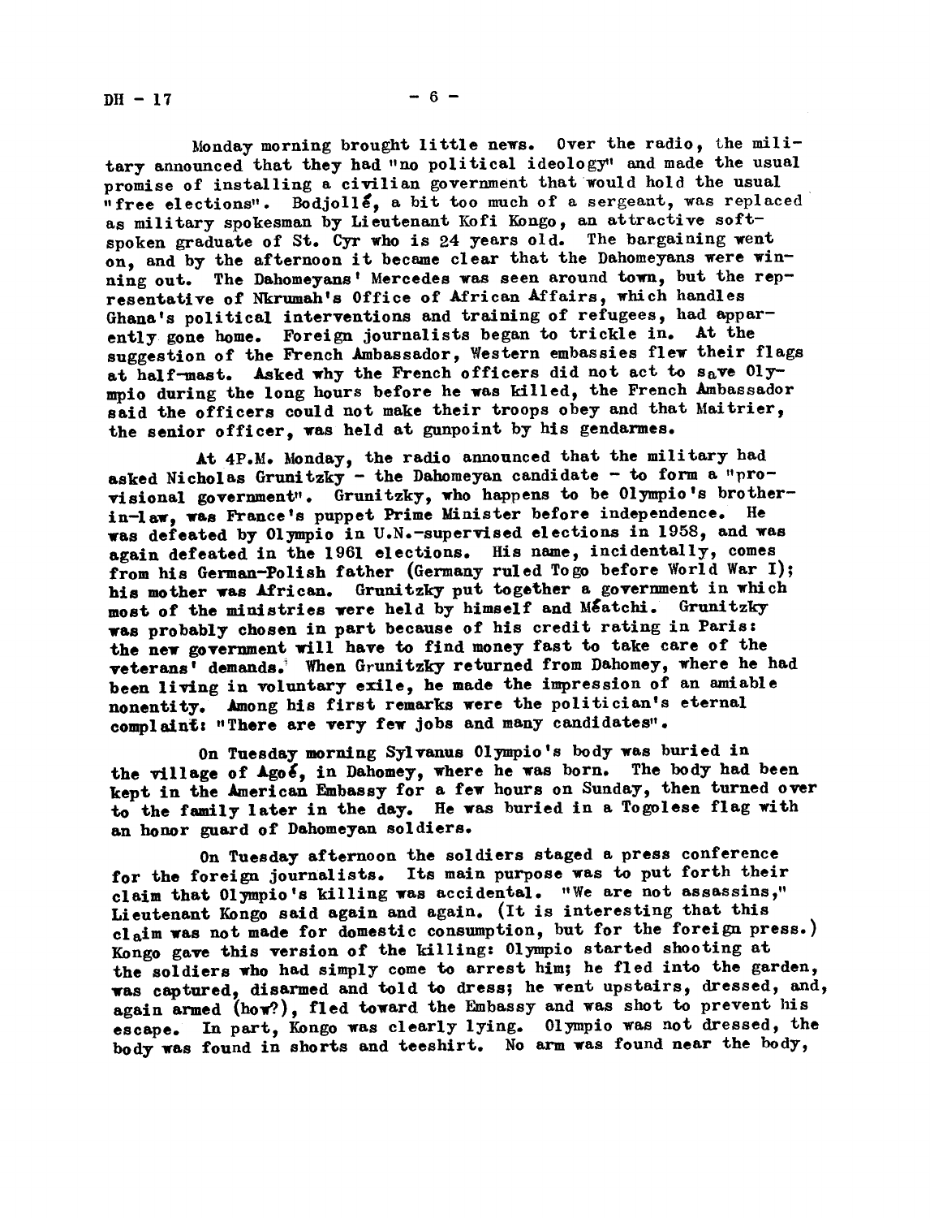Monday morning brought little news. Over the radio, the military announced that they had "no political ideology" and made the usual promise of installing a civilian government that would hold the usual "free elections". Bodjollé, a bit too much of a sergeant, was replaced as military spokesman by Lieutenant Kofi Kongo, an attractive soft-spoken graduate of St. Cyr who is 24 years old. The bargaining went on, and by the afternoon it became clear that the Dahomeyans were winning out. The Dahomeyans' Mercedes was seen around town, but the representative of Nkrumah's Office of African Affairs, which handles Ghana's political interventions and training of refugees, had apparently gone home. Foreign journalists began to trickle in. At the suggestion of the French Ambassador, Western embassies flew their flags at half-mast. Asked why the French officers did not act to save Olympio during the long hours before he was killed, the French Ambassador said the officers could not make their troops obey and that Maitrier, the senior officer, was held at gunpoint by his gendarmes.

At 4P.M. Monday, the radio announced that the military had asked Nicholas Grunitzky - the Dahomeyan candidate - to form a "provisional government". Grunitzky, who happens to be Olympio's brother-in-law, was France's puppet Prime Minister before independence. He was defeated by Olympio in U.N.-supervised elections in 1958, and was again defeated in the 1961 elections. His name, incidentally, comes from his German-Polish father (Germany ruled Togo before World War I); his mother was African. Grunitzky put together a government in which most of the ministries were held by himself and Méatchi. Grunitzky was probably chosen in part because of his credit rating in Paris: the new government will have to find money fast to take care of the veterans' demands. When Grunitzky returned from Dahomey, where he had been living in voluntary exile, he made the impression of an amiable nonentity. Among his first remarks were the politician's eternal complaint: "There are very few jobs and many candidates".

On Tuesday morning Sylvanus Olympio's body was buried in the village of Agoé, in Dahomey, where he was born. The body had been kept in the American Embassy for a few hours on Sunday, then turned over to the family later in the day. He was buried in a Togolese flag with an honor guard of Dahomeyan soldiers.

On Tuesday afternoon the soldiers staged a press conference for the foreign journalists. Its main purpose was to put forth their claim that Olympio's killing was accidental. "We are not assassins," Lieutenant Kongo said again and again. (It is interesting that this claim was not made for domestic consumption, but for the foreign press.) Kongo gave this version of the killing: Olympio started shooting at the soldiers who had simply come to arrest him; he fled into the garden, was captured, disarmed and told to dress; he went upstairs, dressed, and, again armed (how?), fled toward the Embassy and was shot to prevent his escape. In part, Kongo was clearly lying. Olympio was not dressed, the body was found in shorts and teeshirt. No arm was found near the body,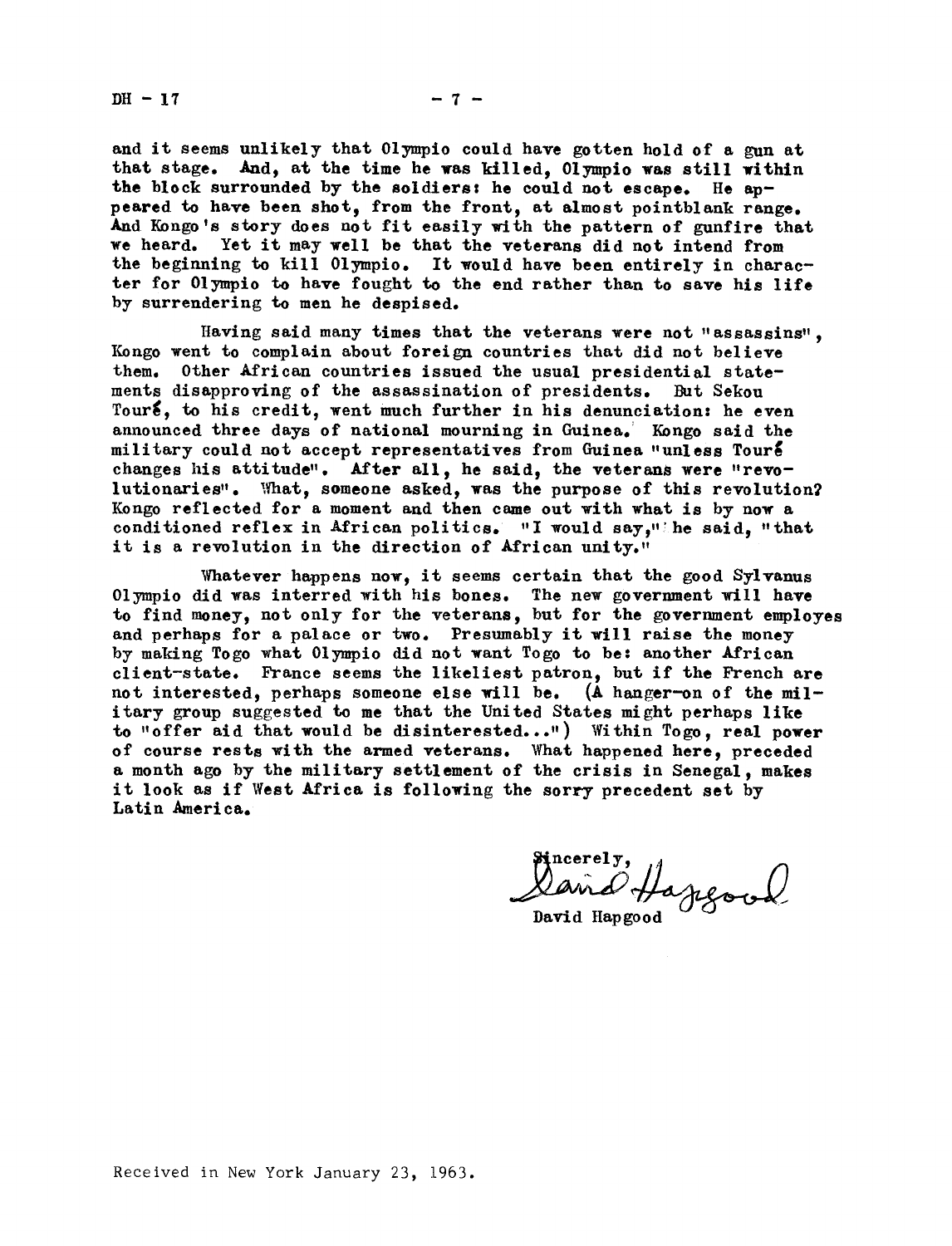and it seems unlikely that Olympio could have gotten hold of a gun at that stage. And, at the time he was killed, Olympio was still within the block surrounded by the soldiers: he could not escape. He appeared to have been shot, from the front, at almost pointblank range. And Kongo's story does not fit easily with the pattern of gunfire that we heard. Yet it may well be that the veterans did not intend from the beginning to kill Olympio. It would have been entirely in character for Olympio to have fought to the end rather than to save his life by surrendering to men he despised.

Having said many times that the veterans were not "assassins", Kongo went to complain about foreign countries that did not believe them. Other African countries issued the usual presidential statements disapproving of the assassination of presidents. But Sekou Touré, to his credit, went much further in his denunciation: he even announced three days of national mourning in Guinea. Kongo said the military could not accept representatives from Guinea "unless Touré changes his attitude". After all, he said, the veterans were "revolutionaries". What, someone asked, was the purpose of this revolution? Kongo reflected for a moment and then came out with what is by now a conditioned reflex in African politics. "I would say," he said, "that it is a revolution in the direction of African unity."

Whatever happens now, it seems certain that the good Sylvanus Olympio did was interred with his bones. The new government will have to find money, not only for the veterans, but for the government employes and perhaps for a palace or two. Presumably it will raise the money by making Togo what Olympio did not want Togo to be: another African client-state. France seems the likeliest patron, but if the French are not interested, perhaps someone else will be. (A hanger-on of the military group suggested to me that the United States might perhaps like to "offer aid that would be disinterested...") Within Togo, real power of course rests with the armed veterans. What happened here, preceded a month ago by the military settlement of the crisis in Senegal, makes it look as if West Africa is following the sorry precedent set by Latin America.

Sincerely,

David Hapgood

David Hapgood

Received in New York January 23, 1963.